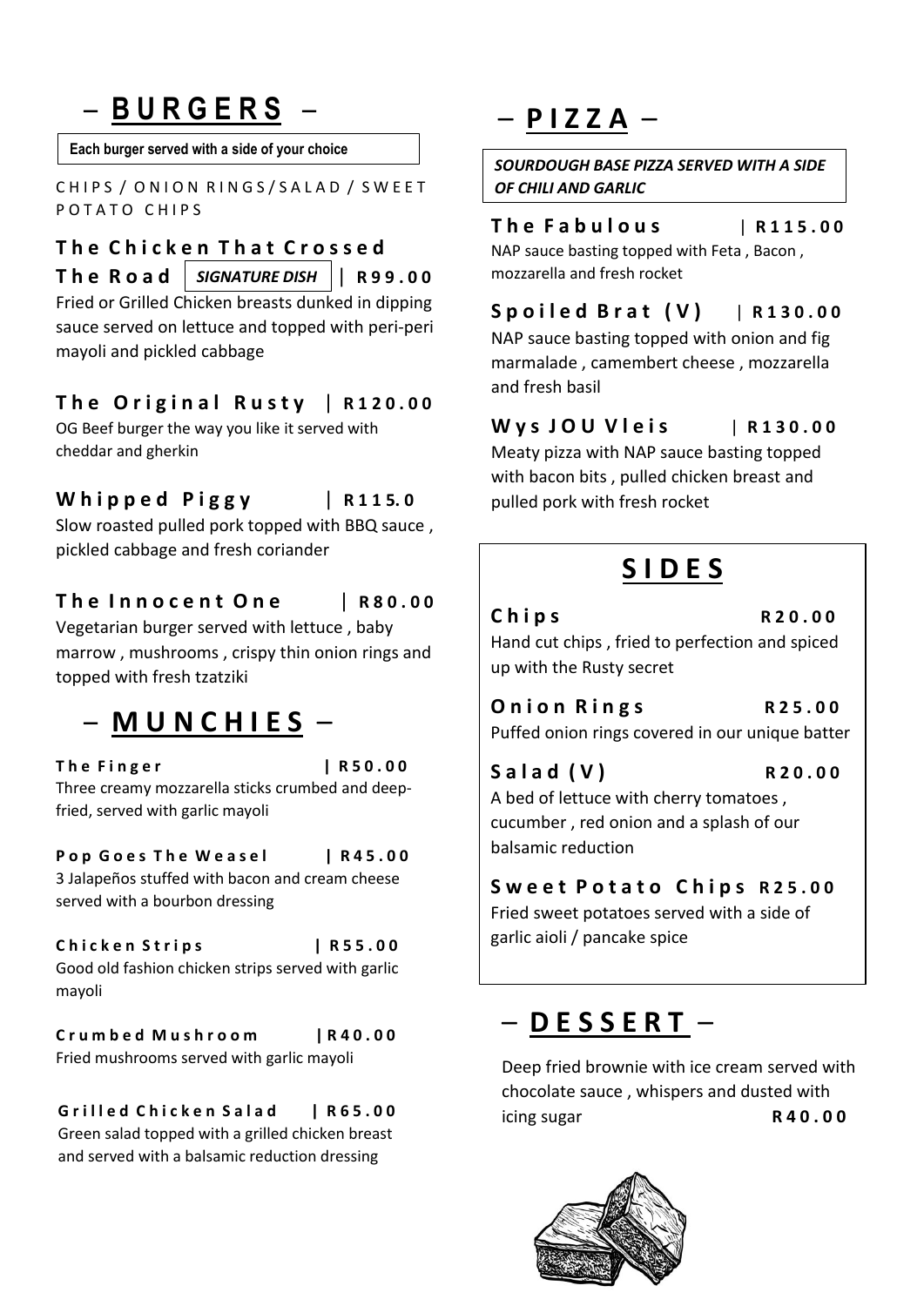# – BURGERS –

**Each burger served with a side of your choice**

CHIPS / ONION RINGS / SALAD / SWEET POTATO CHIPS

### The Chicken That Crossed The Road | *SIGNATURE DISH* | R99.00

Fried or Grilled Chicken breasts dunked in dipping sauce served on lettuce and topped with peri-peri mayoli and pickled cabbage

### The Original Rusty | R120.00

OG Beef burger the way you like it served with cheddar and gherkin

### Whipped Piggy | R115.0

Slow roasted pulled pork topped with BBQ sauce , pickled cabbage and fresh coriander

### The Innocent One | R80.00

Vegetarian burger served with lettuce , baby marrow , mushrooms , crispy thin onion rings and topped with fresh tzatziki

# – MUNCHIES –

**The Finger | R50.00**

Three creamy mozzarella sticks crumbed and deep-fried, served with garlic mayoli

**Pop Goes The Weasel | R45.00**

3 Jalapeños stuffed with bacon and cream cheese served with a bourbon dressing

**Chicken Strips | R55.00**

Good old fashion chicken strips served with garlic mayoli

**Crumbed Mushroom | R40.00**

Fried mushrooms served with garlic mayoli

**Grilled Chicken Salad | R65.00**

Green salad topped with a grilled chicken breast and served with a balsamic reduction dressing

# – PIZZA –

***SOURDOUGH BASE PIZZA SERVED WITH A SIDE OF CHILI AND GARLIC***

### The Fabulous | R115.00

NAP sauce basting topped with Feta , Bacon , mozzarella and fresh rocket

### Spoiled Brat (V) | R130.00

NAP sauce basting topped with onion and fig marmalade , camembert cheese , mozzarella and fresh basil

### Wys JOU Vleis | R130.00

Meaty pizza with NAP sauce basting topped with bacon bits , pulled chicken breast and pulled pork with fresh rocket

# SIDES

**Chips R20.00**

Hand cut chips , fried to perfection and spiced up with the Rusty secret

**Onion Rings R25.00**

Puffed onion rings covered in our unique batter

**Salad (V) R20.00**

A bed of lettuce with cherry tomatoes , cucumber , red onion and a splash of our balsamic reduction

**Sweet Potato Chips R25.00**

Fried sweet potatoes served with a side of garlic aioli / pancake spice

# – DESSERT –

Deep fried brownie with ice cream served with chocolate sauce , whispers and dusted with icing sugar **R40.00**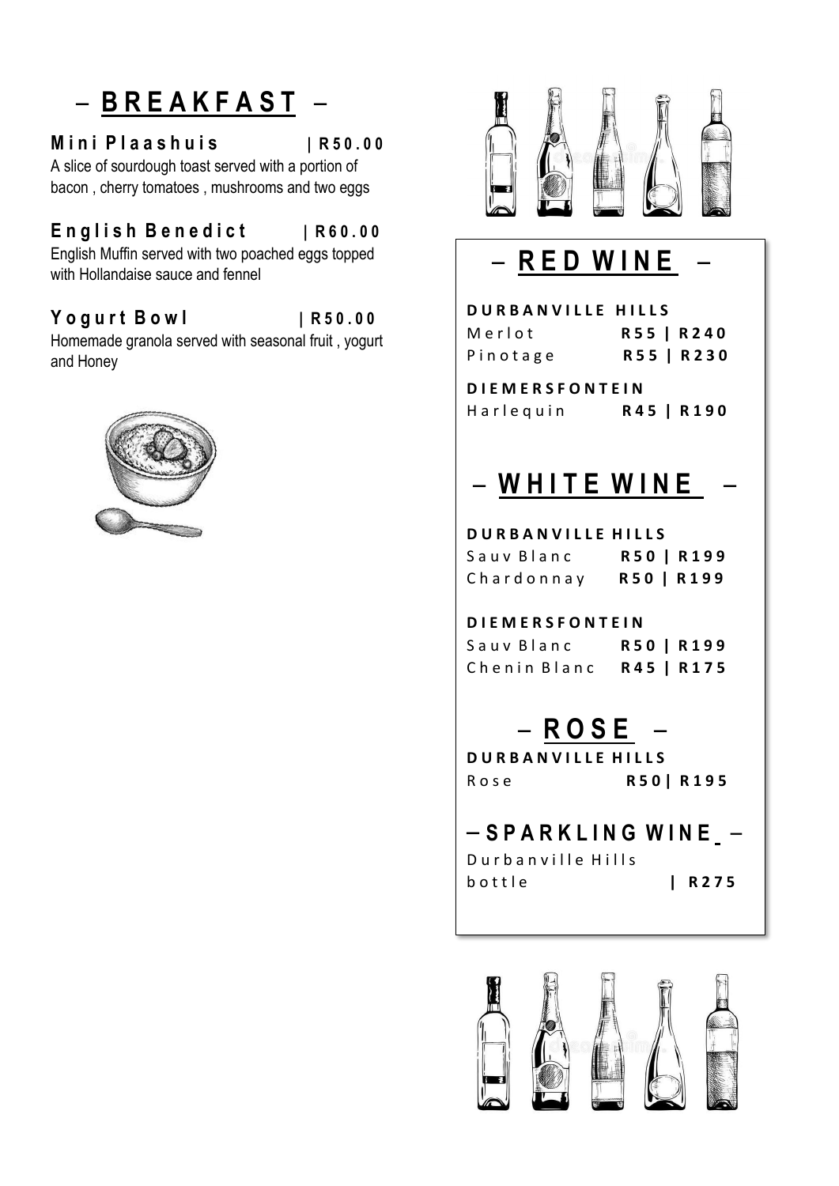# – BREAKFAST –

**Mini Plaashuis | R50.00**
A slice of sourdough toast served with a portion of bacon , cherry tomatoes , mushrooms and two eggs

**English Benedict | R60.00**
English Muffin served with two poached eggs topped with Hollandaise sauce and fennel

**Yogurt Bowl | R50.00**
Homemade granola served with seasonal fruit , yogurt and Honey

## – RED WINE –

**DURBANVILLE HILLS**
Merlot **R55 | R240**
Pinotage **R55 | R230**

**DIEMERSFONTEIN**
Harlequin **R45 | R190**

## – WHITE WINE –

**DURBANVILLE HILLS**
Sauv Blanc **R50 | R199**
Chardonnay **R50 | R199**

**DIEMERSFONTEIN**
Sauv Blanc **R50 | R199**
Chenin Blanc **R45 | R175**

## – ROSE –

**DURBANVILLE HILLS**
Rose **R50| R195**

## – SPARKLING WINE –

Durbanville Hills
bottle **| R275**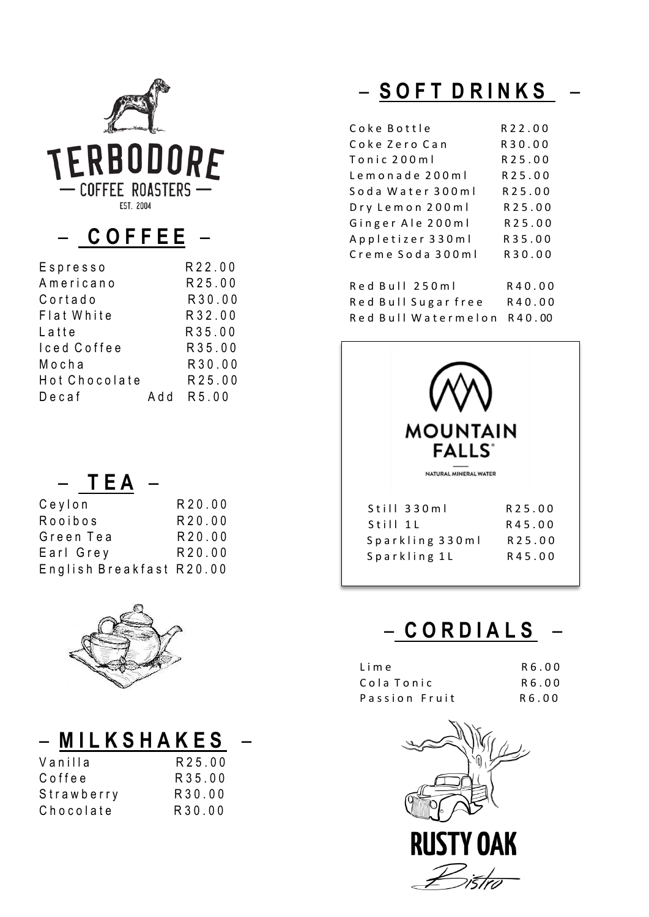TERBODORE

— COFFEE ROASTERS —

EST. 2004

## – COFFEE –

| Item | Price |
|---|---|
| Espresso | R22.00 |
| Americano | R25.00 |
| Cortado | R30.00 |
| Flat White | R32.00 |
| Latte | R35.00 |
| Iced Coffee | R35.00 |
| Mocha | R30.00 |
| Hot Chocolate | R25.00 |
| Decaf | Add R5.00 |

## – TEA –

| Item | Price |
|---|---|
| Ceylon | R20.00 |
| Rooibos | R20.00 |
| Green Tea | R20.00 |
| Earl Grey | R20.00 |
| English Breakfast | R20.00 |

## – MILKSHAKES –

| Item | Price |
|---|---|
| Vanilla | R25.00 |
| Coffee | R35.00 |
| Strawberry | R30.00 |
| Chocolate | R30.00 |

## – SOFT DRINKS –

| Item | Price |
|---|---|
| Coke Bottle | R22.00 |
| Coke Zero Can | R30.00 |
| Tonic 200ml | R25.00 |
| Lemonade 200ml | R25.00 |
| Soda Water 300ml | R25.00 |
| Dry Lemon 200ml | R25.00 |
| Ginger Ale 200ml | R25.00 |
| Appletizer 330ml | R35.00 |
| Creme Soda 300ml | R30.00 |
| Red Bull 250ml | R40.00 |
| Red Bull Sugar free | R40.00 |
| Red Bull Watermelon | R40.00 |

MOUNTAIN FALLS®

NATURAL MINERAL WATER

| Item | Price |
|---|---|
| Still 330ml | R25.00 |
| Still 1L | R45.00 |
| Sparkling 330ml | R25.00 |
| Sparkling 1L | R45.00 |

## – CORDIALS –

| Item | Price |
|---|---|
| Lime | R6.00 |
| Cola Tonic | R6.00 |
| Passion Fruit | R6.00 |

RUSTY OAK

*Bistro*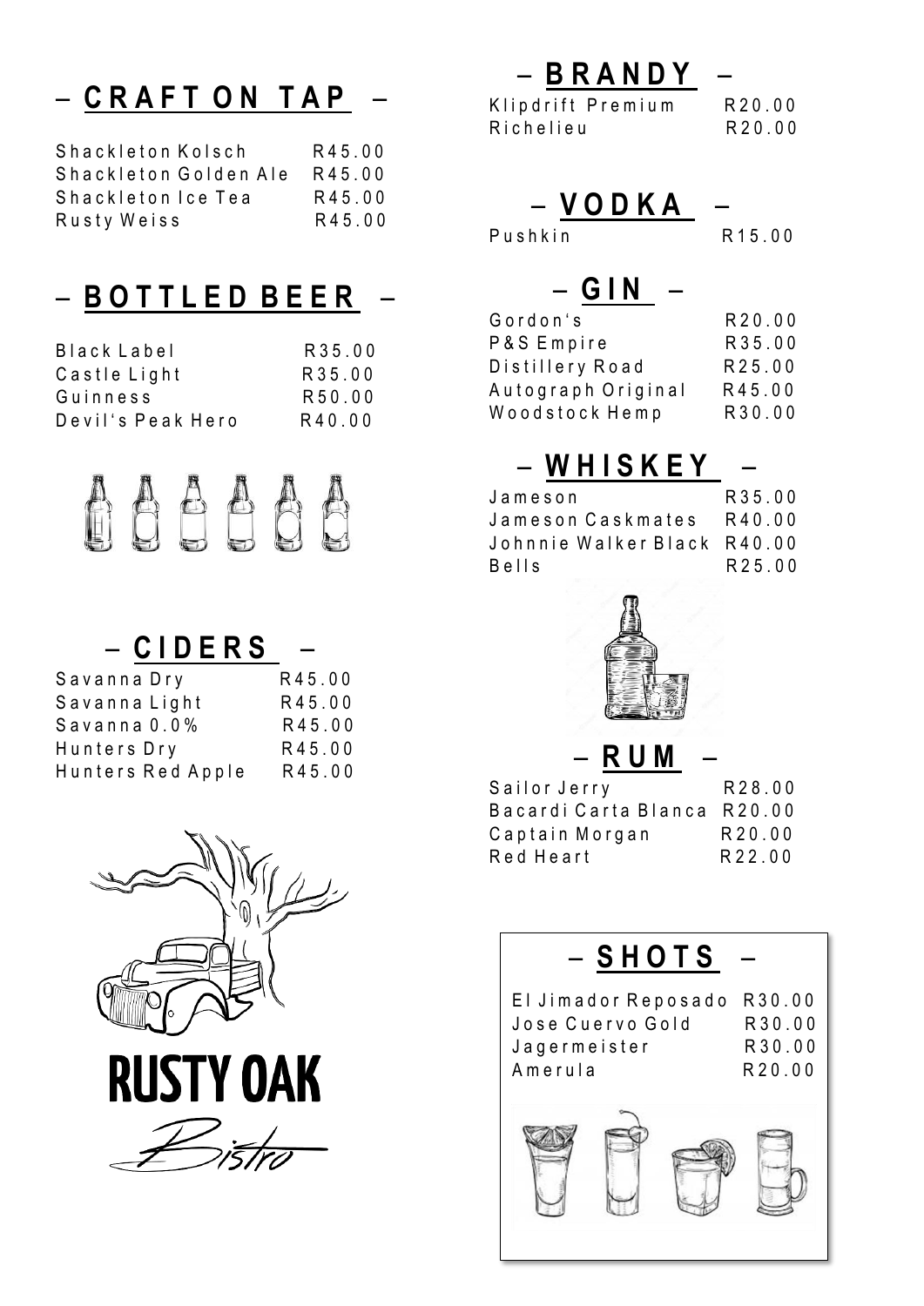## – CRAFT ON TAP –

| | |
|---|---|
| Shackleton Kolsch | R45.00 |
| Shackleton Golden Ale | R45.00 |
| Shackleton Ice Tea | R45.00 |
| Rusty Weiss | R45.00 |

## – BOTTLED BEER –

| | |
|---|---|
| Black Label | R35.00 |
| Castle Light | R35.00 |
| Guinness | R50.00 |
| Devil's Peak Hero | R40.00 |

## – CIDERS –

| | |
|---|---|
| Savanna Dry | R45.00 |
| Savanna Light | R45.00 |
| Savanna 0.0% | R45.00 |
| Hunters Dry | R45.00 |
| Hunters Red Apple | R45.00 |

RUSTY OAK

Bistro

## – BRANDY –

| | |
|---|---|
| Klipdrift Premium | R20.00 |
| Richelieu | R20.00 |

## – VODKA –

| | |
|---|---|
| Pushkin | R15.00 |

## – GIN –

| | |
|---|---|
| Gordon's | R20.00 |
| P&S Empire | R35.00 |
| Distillery Road | R25.00 |
| Autograph Original | R45.00 |
| Woodstock Hemp | R30.00 |

## – WHISKEY –

| | |
|---|---|
| Jameson | R35.00 |
| Jameson Caskmates | R40.00 |
| Johnnie Walker Black | R40.00 |
| Bells | R25.00 |

## – RUM –

| | |
|---|---|
| Sailor Jerry | R28.00 |
| Bacardi Carta Blanca | R20.00 |
| Captain Morgan | R20.00 |
| Red Heart | R22.00 |

## – SHOTS –

| | |
|---|---|
| El Jimador Reposado | R30.00 |
| Jose Cuervo Gold | R30.00 |
| Jagermeister | R30.00 |
| Amerula | R20.00 |